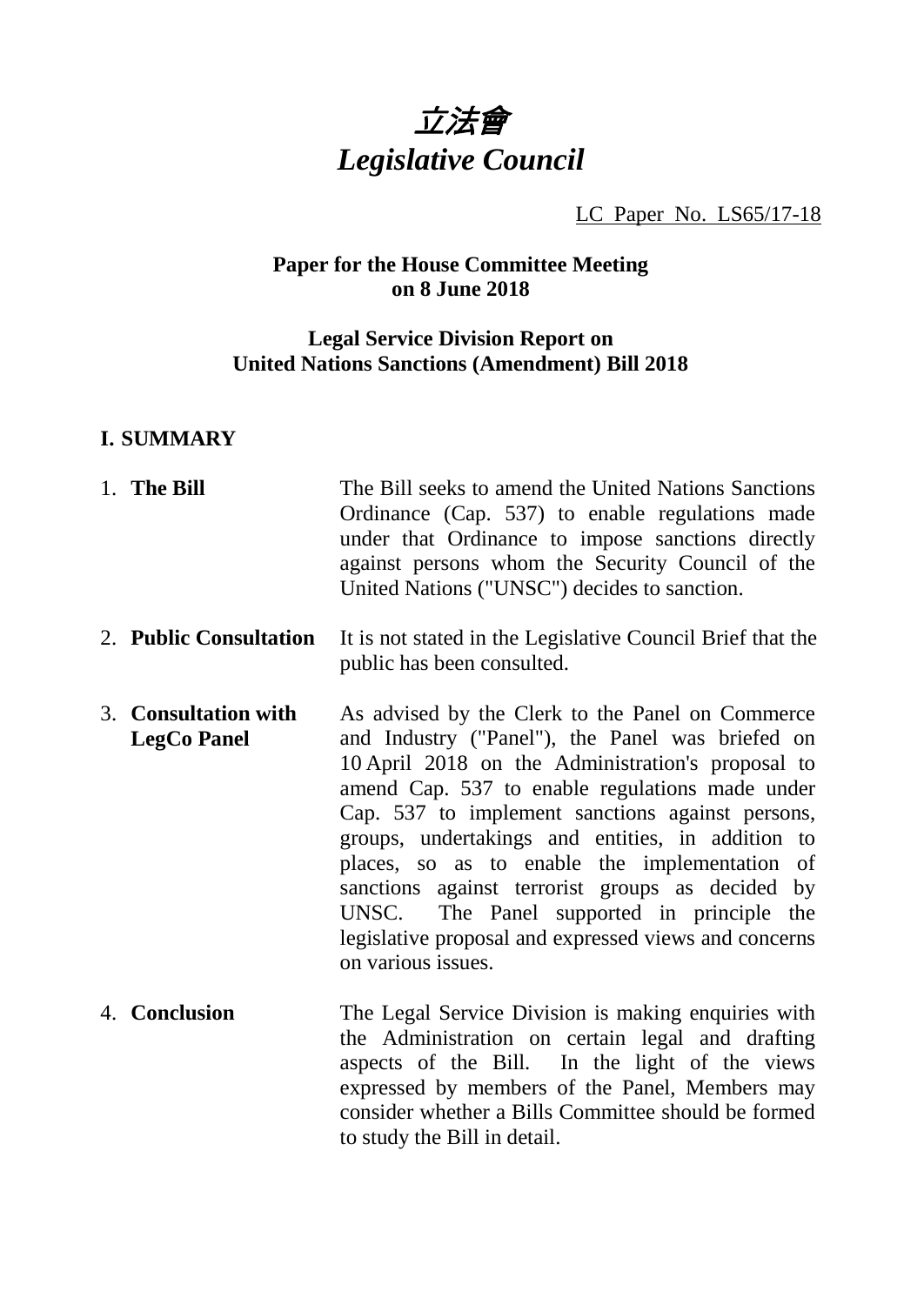# *立法會*
# *Legislative Council*

LC Paper No. LS65/17-18

**Paper for the House Committee Meeting on 8 June 2018**

**Legal Service Division Report on United Nations Sanctions (Amendment) Bill 2018**

## I. SUMMARY

1. **The Bill** — The Bill seeks to amend the United Nations Sanctions Ordinance (Cap. 537) to enable regulations made under that Ordinance to impose sanctions directly against persons whom the Security Council of the United Nations ("UNSC") decides to sanction.

2. **Public Consultation** — It is not stated in the Legislative Council Brief that the public has been consulted.

3. **Consultation with LegCo Panel** — As advised by the Clerk to the Panel on Commerce and Industry ("Panel"), the Panel was briefed on 10 April 2018 on the Administration's proposal to amend Cap. 537 to enable regulations made under Cap. 537 to implement sanctions against persons, groups, undertakings and entities, in addition to places, so as to enable the implementation of sanctions against terrorist groups as decided by UNSC. The Panel supported in principle the legislative proposal and expressed views and concerns on various issues.

4. **Conclusion** — The Legal Service Division is making enquiries with the Administration on certain legal and drafting aspects of the Bill. In the light of the views expressed by members of the Panel, Members may consider whether a Bills Committee should be formed to study the Bill in detail.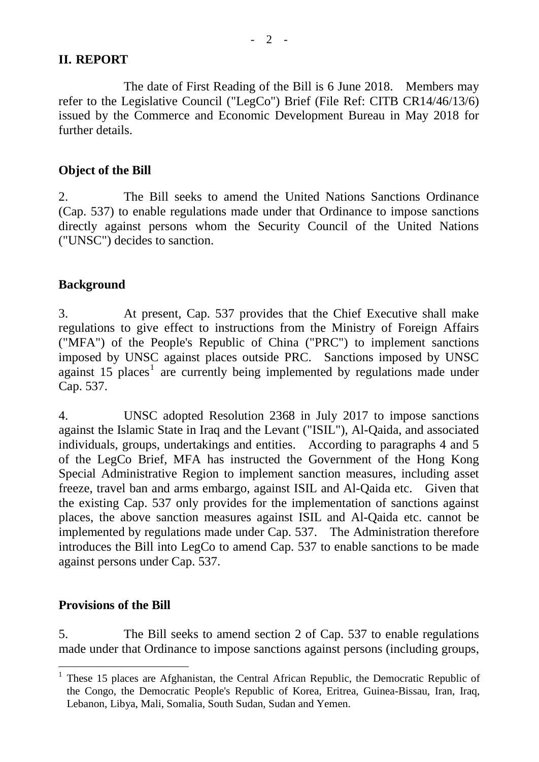## II. REPORT

The date of First Reading of the Bill is 6 June 2018. Members may refer to the Legislative Council ("LegCo") Brief (File Ref: CITB CR14/46/13/6) issued by the Commerce and Economic Development Bureau in May 2018 for further details.

### Object of the Bill

2. The Bill seeks to amend the United Nations Sanctions Ordinance (Cap. 537) to enable regulations made under that Ordinance to impose sanctions directly against persons whom the Security Council of the United Nations ("UNSC") decides to sanction.

### Background

3. At present, Cap. 537 provides that the Chief Executive shall make regulations to give effect to instructions from the Ministry of Foreign Affairs ("MFA") of the People's Republic of China ("PRC") to implement sanctions imposed by UNSC against places outside PRC. Sanctions imposed by UNSC against 15 places[1] are currently being implemented by regulations made under Cap. 537.

4. UNSC adopted Resolution 2368 in July 2017 to impose sanctions against the Islamic State in Iraq and the Levant ("ISIL"), Al-Qaida, and associated individuals, groups, undertakings and entities. According to paragraphs 4 and 5 of the LegCo Brief, MFA has instructed the Government of the Hong Kong Special Administrative Region to implement sanction measures, including asset freeze, travel ban and arms embargo, against ISIL and Al-Qaida etc. Given that the existing Cap. 537 only provides for the implementation of sanctions against places, the above sanction measures against ISIL and Al-Qaida etc. cannot be implemented by regulations made under Cap. 537. The Administration therefore introduces the Bill into LegCo to amend Cap. 537 to enable sanctions to be made against persons under Cap. 537.

### Provisions of the Bill

5. The Bill seeks to amend section 2 of Cap. 537 to enable regulations made under that Ordinance to impose sanctions against persons (including groups,

---

[1] These 15 places are Afghanistan, the Central African Republic, the Democratic Republic of the Congo, the Democratic People's Republic of Korea, Eritrea, Guinea-Bissau, Iran, Iraq, Lebanon, Libya, Mali, Somalia, South Sudan, Sudan and Yemen.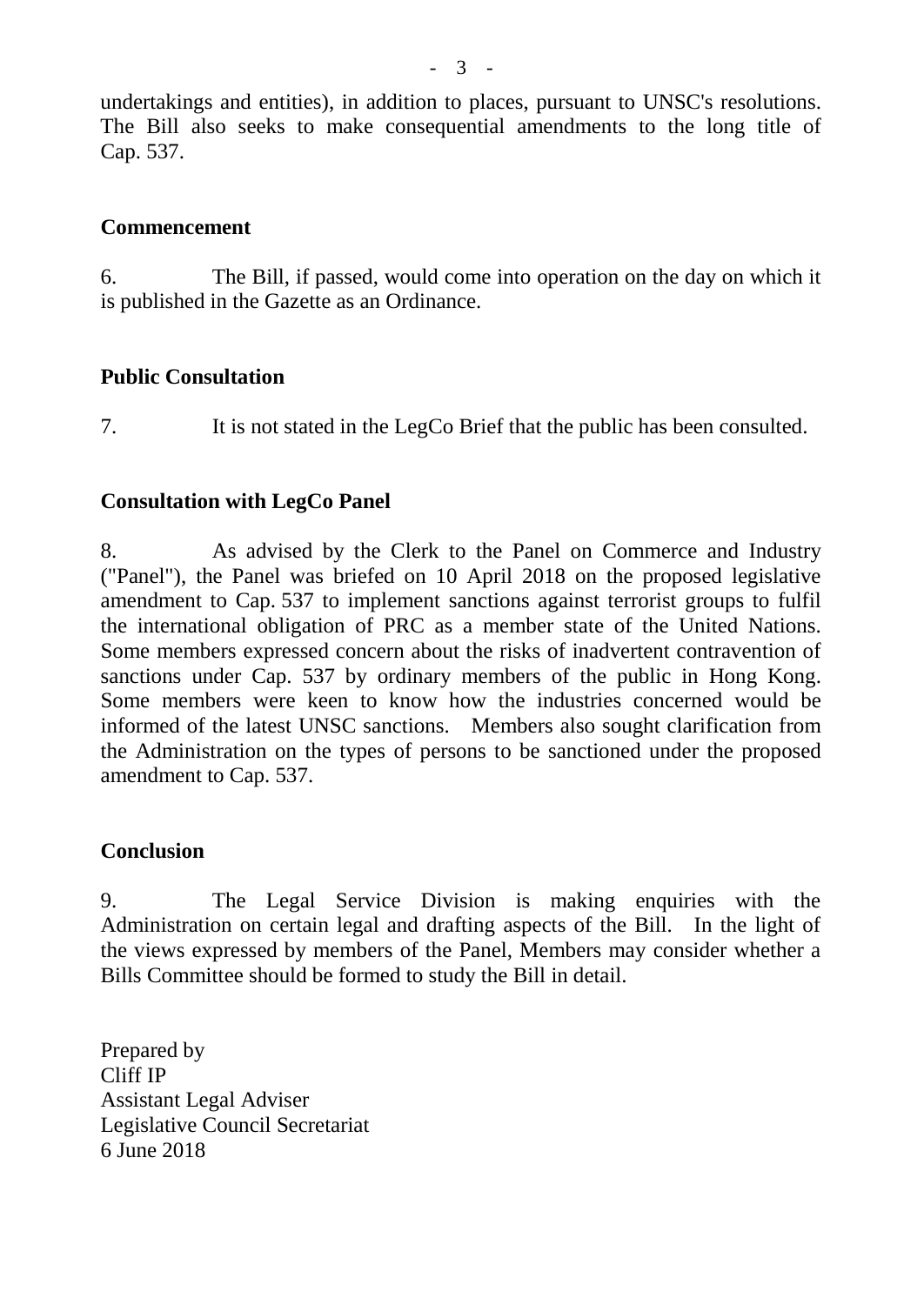undertakings and entities), in addition to places, pursuant to UNSC's resolutions. The Bill also seeks to make consequential amendments to the long title of Cap. 537.

**Commencement**

6. The Bill, if passed, would come into operation on the day on which it is published in the Gazette as an Ordinance.

**Public Consultation**

7. It is not stated in the LegCo Brief that the public has been consulted.

**Consultation with LegCo Panel**

8. As advised by the Clerk to the Panel on Commerce and Industry ("Panel"), the Panel was briefed on 10 April 2018 on the proposed legislative amendment to Cap. 537 to implement sanctions against terrorist groups to fulfil the international obligation of PRC as a member state of the United Nations. Some members expressed concern about the risks of inadvertent contravention of sanctions under Cap. 537 by ordinary members of the public in Hong Kong. Some members were keen to know how the industries concerned would be informed of the latest UNSC sanctions. Members also sought clarification from the Administration on the types of persons to be sanctioned under the proposed amendment to Cap. 537.

**Conclusion**

9. The Legal Service Division is making enquiries with the Administration on certain legal and drafting aspects of the Bill. In the light of the views expressed by members of the Panel, Members may consider whether a Bills Committee should be formed to study the Bill in detail.

Prepared by
Cliff IP
Assistant Legal Adviser
Legislative Council Secretariat
6 June 2018